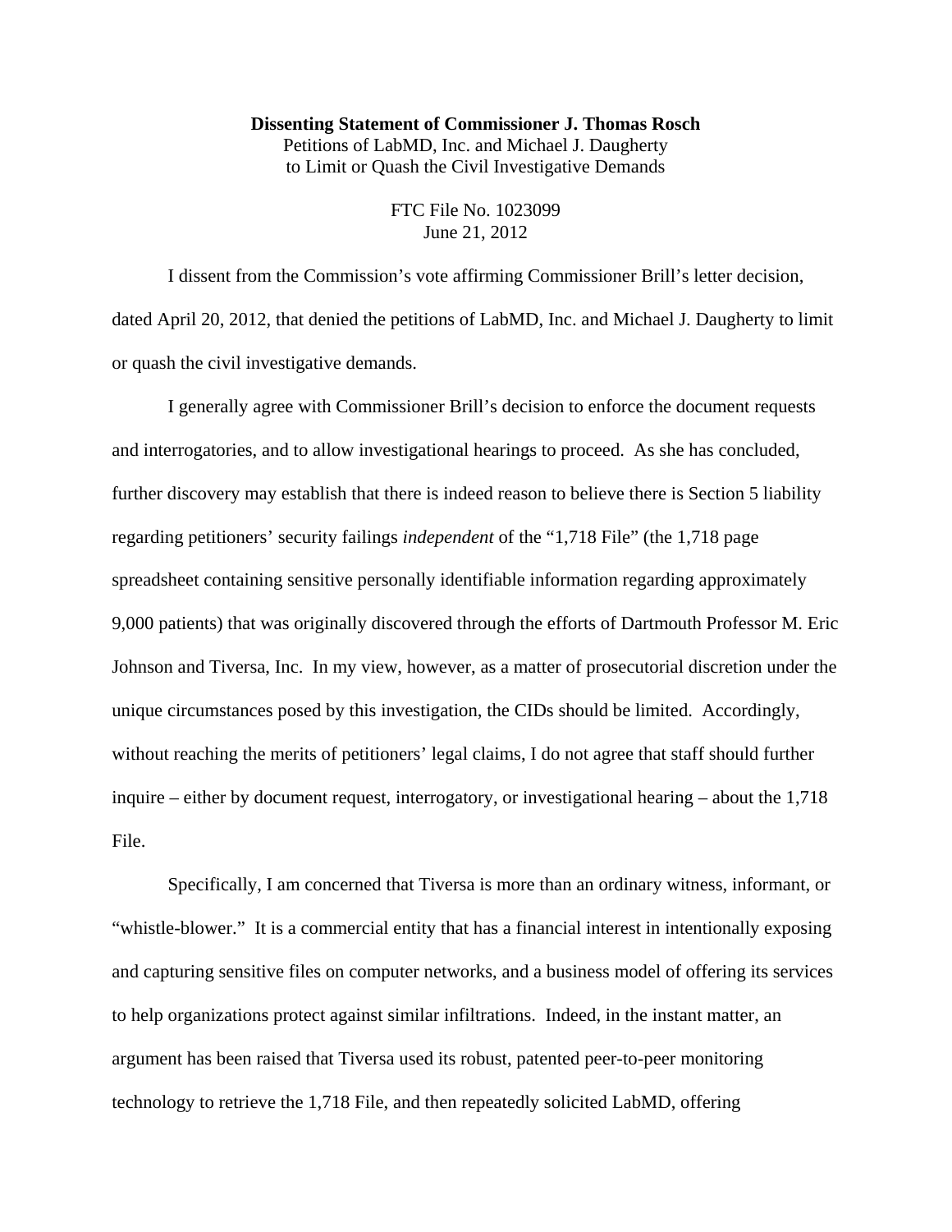**Dissenting Statement of Commissioner J. Thomas Rosch**
Petitions of LabMD, Inc. and Michael J. Daugherty
to Limit or Quash the Civil Investigative Demands

FTC File No. 1023099
June 21, 2012

I dissent from the Commission's vote affirming Commissioner Brill's letter decision, dated April 20, 2012, that denied the petitions of LabMD, Inc. and Michael J. Daugherty to limit or quash the civil investigative demands.

I generally agree with Commissioner Brill's decision to enforce the document requests and interrogatories, and to allow investigational hearings to proceed. As she has concluded, further discovery may establish that there is indeed reason to believe there is Section 5 liability regarding petitioners' security failings *independent* of the "1,718 File" (the 1,718 page spreadsheet containing sensitive personally identifiable information regarding approximately 9,000 patients) that was originally discovered through the efforts of Dartmouth Professor M. Eric Johnson and Tiversa, Inc. In my view, however, as a matter of prosecutorial discretion under the unique circumstances posed by this investigation, the CIDs should be limited. Accordingly, without reaching the merits of petitioners' legal claims, I do not agree that staff should further inquire – either by document request, interrogatory, or investigational hearing – about the 1,718 File.

Specifically, I am concerned that Tiversa is more than an ordinary witness, informant, or "whistle-blower." It is a commercial entity that has a financial interest in intentionally exposing and capturing sensitive files on computer networks, and a business model of offering its services to help organizations protect against similar infiltrations. Indeed, in the instant matter, an argument has been raised that Tiversa used its robust, patented peer-to-peer monitoring technology to retrieve the 1,718 File, and then repeatedly solicited LabMD, offering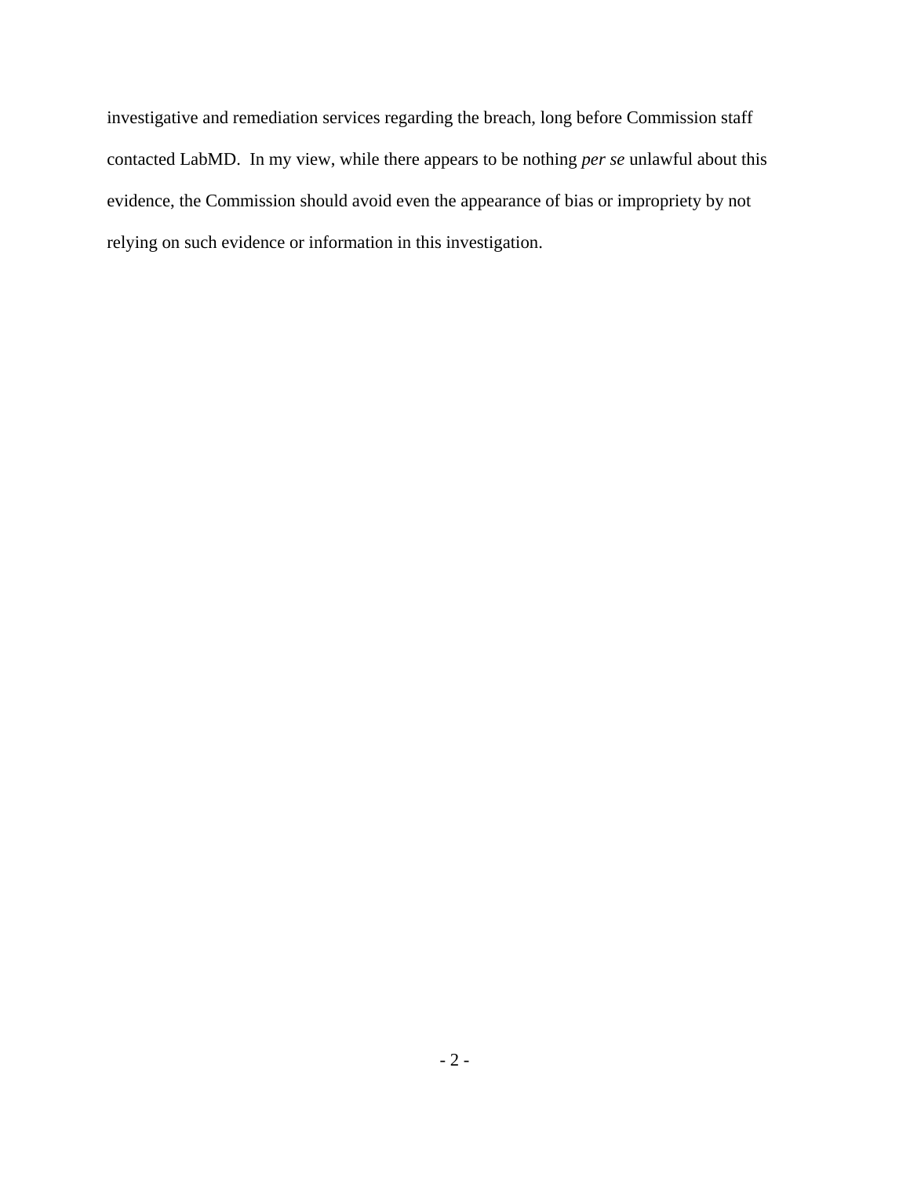investigative and remediation services regarding the breach, long before Commission staff contacted LabMD. In my view, while there appears to be nothing *per se* unlawful about this evidence, the Commission should avoid even the appearance of bias or impropriety by not relying on such evidence or information in this investigation.